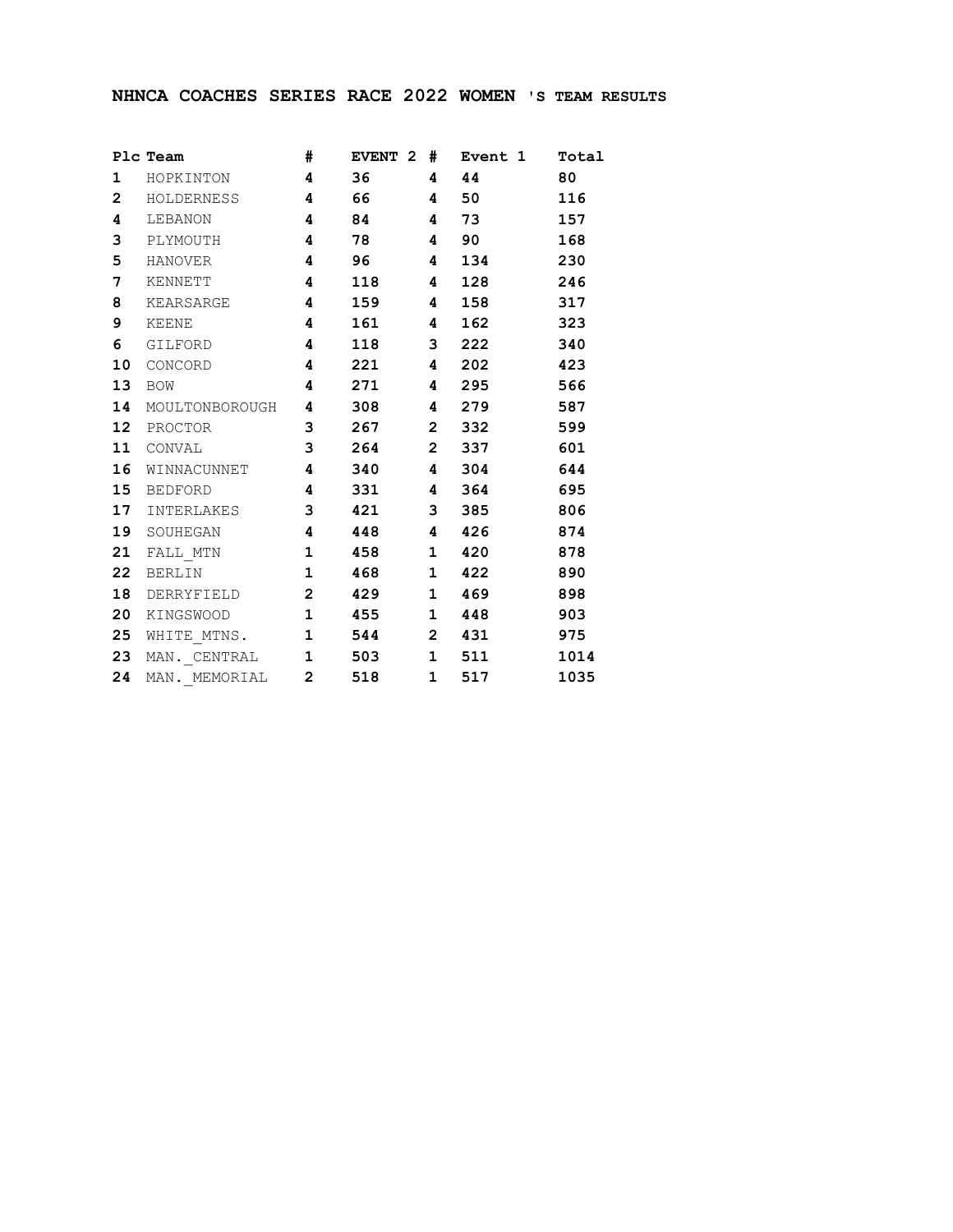## NHNCA COACHES SERIES RACE 2022 WOMEN 'S TEAM RESULTS

| Plc | Team | # | EVENT 2 | # | Event 1 | Total |
|---|---|---|---|---|---|---|
| 1 | HOPKINTON | 4 | 36 | 4 | 44 | 80 |
| 2 | HOLDERNESS | 4 | 66 | 4 | 50 | 116 |
| 4 | LEBANON | 4 | 84 | 4 | 73 | 157 |
| 3 | PLYMOUTH | 4 | 78 | 4 | 90 | 168 |
| 5 | HANOVER | 4 | 96 | 4 | 134 | 230 |
| 7 | KENNETT | 4 | 118 | 4 | 128 | 246 |
| 8 | KEARSARGE | 4 | 159 | 4 | 158 | 317 |
| 9 | KEENE | 4 | 161 | 4 | 162 | 323 |
| 6 | GILFORD | 4 | 118 | 3 | 222 | 340 |
| 10 | CONCORD | 4 | 221 | 4 | 202 | 423 |
| 13 | BOW | 4 | 271 | 4 | 295 | 566 |
| 14 | MOULTONBOROUGH | 4 | 308 | 4 | 279 | 587 |
| 12 | PROCTOR | 3 | 267 | 2 | 332 | 599 |
| 11 | CONVAL | 3 | 264 | 2 | 337 | 601 |
| 16 | WINNACUNNET | 4 | 340 | 4 | 304 | 644 |
| 15 | BEDFORD | 4 | 331 | 4 | 364 | 695 |
| 17 | INTERLAKES | 3 | 421 | 3 | 385 | 806 |
| 19 | SOUHEGAN | 4 | 448 | 4 | 426 | 874 |
| 21 | FALL_MTN | 1 | 458 | 1 | 420 | 878 |
| 22 | BERLIN | 1 | 468 | 1 | 422 | 890 |
| 18 | DERRYFIELD | 2 | 429 | 1 | 469 | 898 |
| 20 | KINGSWOOD | 1 | 455 | 1 | 448 | 903 |
| 25 | WHITE_MTNS. | 1 | 544 | 2 | 431 | 975 |
| 23 | MAN._CENTRAL | 1 | 503 | 1 | 511 | 1014 |
| 24 | MAN._MEMORIAL | 2 | 518 | 1 | 517 | 1035 |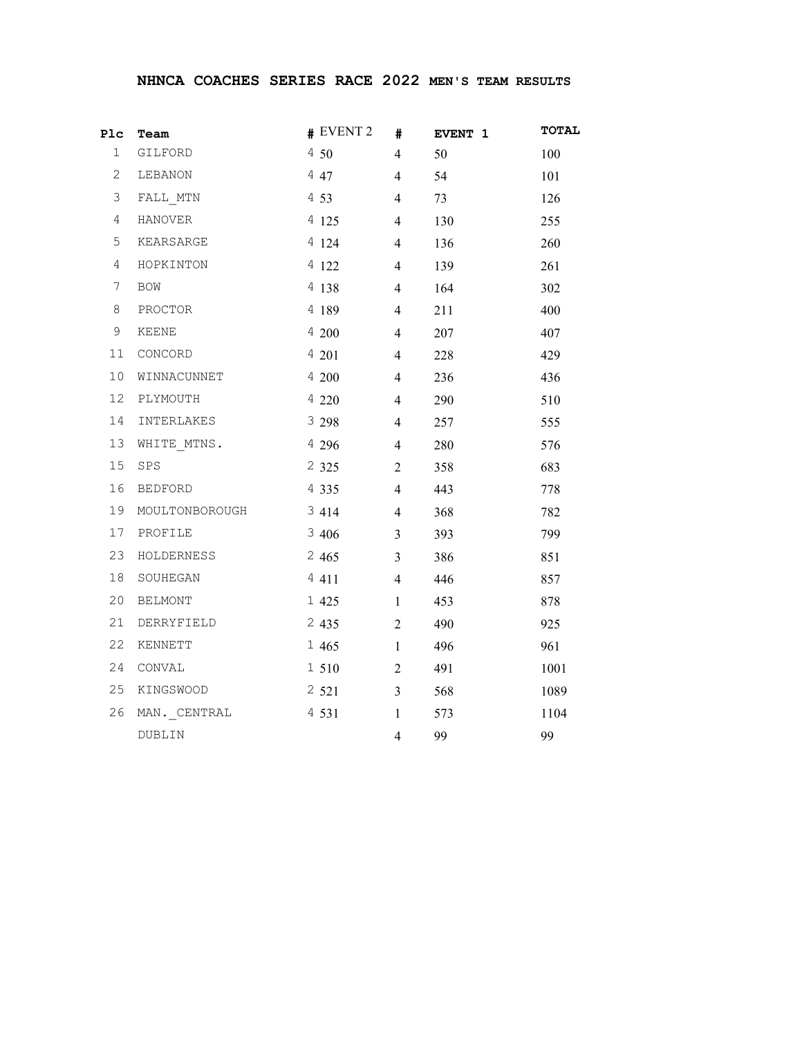## NHNCA COACHES SERIES RACE 2022 MEN'S TEAM RESULTS

| Plc | Team | # | EVENT 2 | # | EVENT 1 | TOTAL |
|---|---|---|---|---|---|---|
| 1 | GILFORD | 4 | 50 | 4 | 50 | 100 |
| 2 | LEBANON | 4 | 47 | 4 | 54 | 101 |
| 3 | FALL_MTN | 4 | 53 | 4 | 73 | 126 |
| 4 | HANOVER | 4 | 125 | 4 | 130 | 255 |
| 5 | KEARSARGE | 4 | 124 | 4 | 136 | 260 |
| 4 | HOPKINTON | 4 | 122 | 4 | 139 | 261 |
| 7 | BOW | 4 | 138 | 4 | 164 | 302 |
| 8 | PROCTOR | 4 | 189 | 4 | 211 | 400 |
| 9 | KEENE | 4 | 200 | 4 | 207 | 407 |
| 11 | CONCORD | 4 | 201 | 4 | 228 | 429 |
| 10 | WINNACUNNET | 4 | 200 | 4 | 236 | 436 |
| 12 | PLYMOUTH | 4 | 220 | 4 | 290 | 510 |
| 14 | INTERLAKES | 3 | 298 | 4 | 257 | 555 |
| 13 | WHITE_MTNS. | 4 | 296 | 4 | 280 | 576 |
| 15 | SPS | 2 | 325 | 2 | 358 | 683 |
| 16 | BEDFORD | 4 | 335 | 4 | 443 | 778 |
| 19 | MOULTONBOROUGH | 3 | 414 | 4 | 368 | 782 |
| 17 | PROFILE | 3 | 406 | 3 | 393 | 799 |
| 23 | HOLDERNESS | 2 | 465 | 3 | 386 | 851 |
| 18 | SOUHEGAN | 4 | 411 | 4 | 446 | 857 |
| 20 | BELMONT | 1 | 425 | 1 | 453 | 878 |
| 21 | DERRYFIELD | 2 | 435 | 2 | 490 | 925 |
| 22 | KENNETT | 1 | 465 | 1 | 496 | 961 |
| 24 | CONVAL | 1 | 510 | 2 | 491 | 1001 |
| 25 | KINGSWOOD | 2 | 521 | 3 | 568 | 1089 |
| 26 | MAN._CENTRAL | 4 | 531 | 1 | 573 | 1104 |
| | DUBLIN | | | 4 | 99 | 99 |